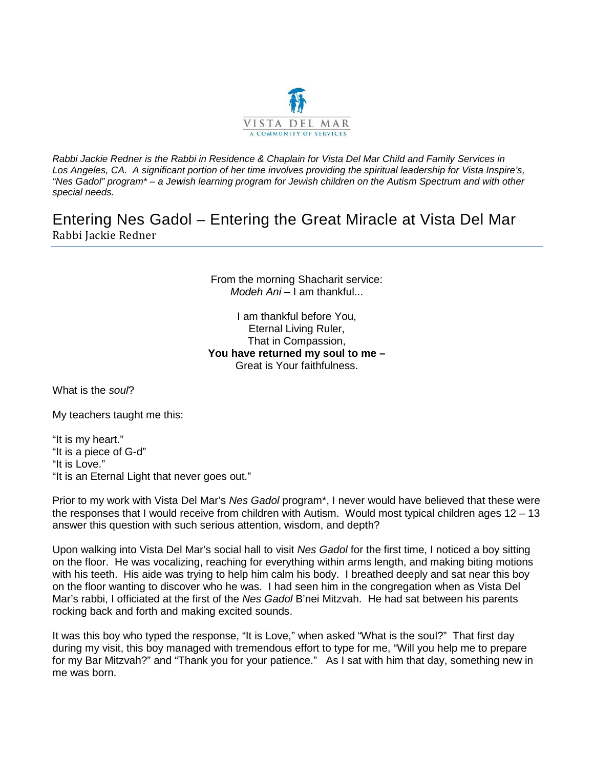VISTA DEL MAR
A COMMUNITY OF SERVICES

*Rabbi Jackie Redner is the Rabbi in Residence & Chaplain for Vista Del Mar Child and Family Services in Los Angeles, CA. A significant portion of her time involves providing the spiritual leadership for Vista Inspire's, "Nes Gadol" program* – a Jewish learning program for Jewish children on the Autism Spectrum and with other special needs.*

# Entering Nes Gadol – Entering the Great Miracle at Vista Del Mar

Rabbi Jackie Redner

From the morning Shacharit service:
*Modeh Ani* – I am thankful...

I am thankful before You,
Eternal Living Ruler,
That in Compassion,
**You have returned my soul to me –**
Great is Your faithfulness.

What is the *soul*?

My teachers taught me this:

"It is my heart."
"It is a piece of G-d"
"It is Love."
"It is an Eternal Light that never goes out."

Prior to my work with Vista Del Mar's *Nes Gadol* program*, I never would have believed that these were the responses that I would receive from children with Autism. Would most typical children ages 12 – 13 answer this question with such serious attention, wisdom, and depth?

Upon walking into Vista Del Mar's social hall to visit *Nes Gadol* for the first time, I noticed a boy sitting on the floor. He was vocalizing, reaching for everything within arms length, and making biting motions with his teeth. His aide was trying to help him calm his body. I breathed deeply and sat near this boy on the floor wanting to discover who he was. I had seen him in the congregation when as Vista Del Mar's rabbi, I officiated at the first of the *Nes Gadol* B'nei Mitzvah. He had sat between his parents rocking back and forth and making excited sounds.

It was this boy who typed the response, "It is Love," when asked "What is the soul?" That first day during my visit, this boy managed with tremendous effort to type for me, "Will you help me to prepare for my Bar Mitzvah?" and "Thank you for your patience." As I sat with him that day, something new in me was born.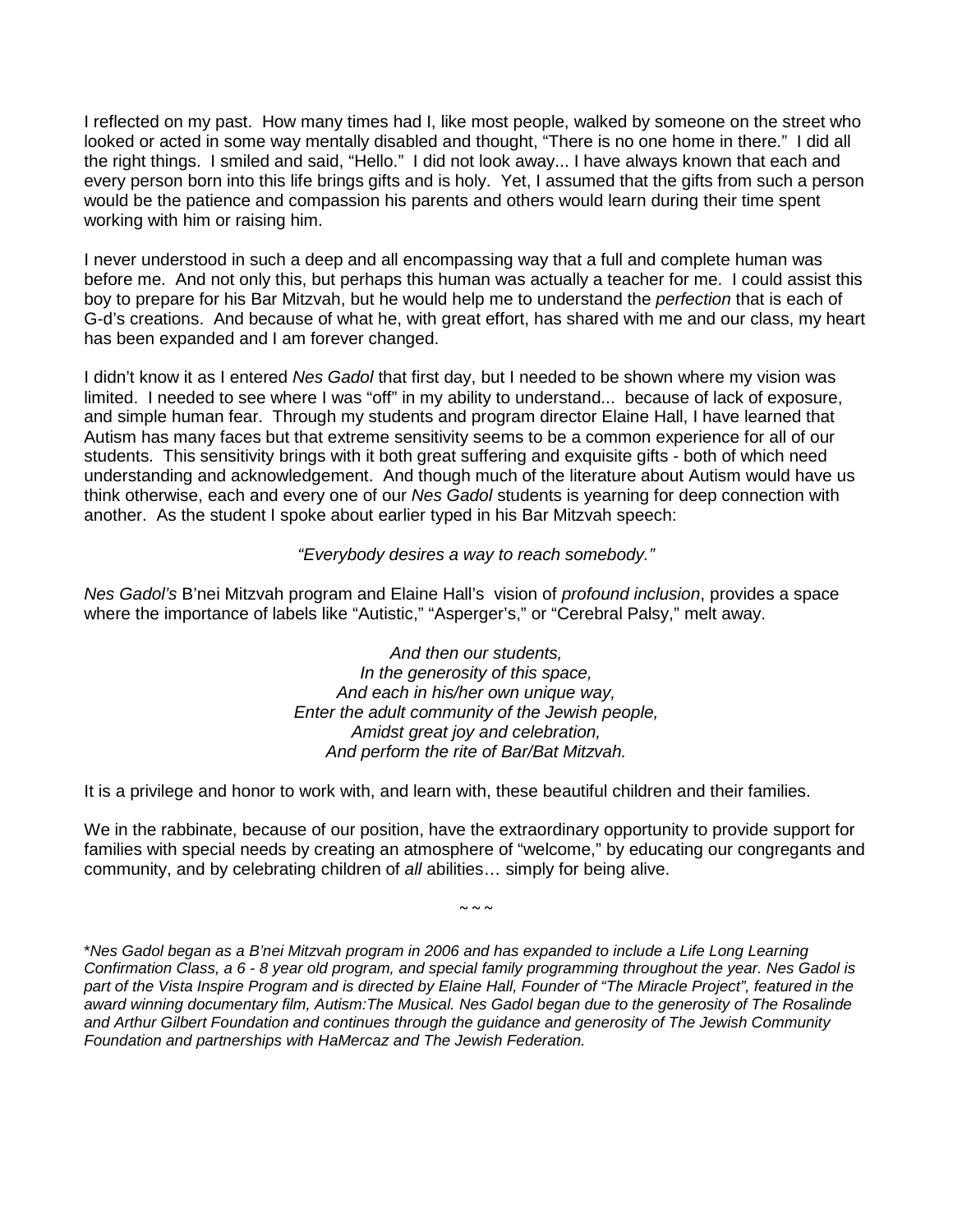I reflected on my past. How many times had I, like most people, walked by someone on the street who looked or acted in some way mentally disabled and thought, "There is no one home in there." I did all the right things. I smiled and said, "Hello." I did not look away... I have always known that each and every person born into this life brings gifts and is holy. Yet, I assumed that the gifts from such a person would be the patience and compassion his parents and others would learn during their time spent working with him or raising him.

I never understood in such a deep and all encompassing way that a full and complete human was before me. And not only this, but perhaps this human was actually a teacher for me. I could assist this boy to prepare for his Bar Mitzvah, but he would help me to understand the *perfection* that is each of G-d's creations. And because of what he, with great effort, has shared with me and our class, my heart has been expanded and I am forever changed.

I didn't know it as I entered *Nes Gadol* that first day, but I needed to be shown where my vision was limited. I needed to see where I was "off" in my ability to understand... because of lack of exposure, and simple human fear. Through my students and program director Elaine Hall, I have learned that Autism has many faces but that extreme sensitivity seems to be a common experience for all of our students. This sensitivity brings with it both great suffering and exquisite gifts - both of which need understanding and acknowledgement. And though much of the literature about Autism would have us think otherwise, each and every one of our *Nes Gadol* students is yearning for deep connection with another. As the student I spoke about earlier typed in his Bar Mitzvah speech:

*"Everybody desires a way to reach somebody."*

*Nes Gadol's* B'nei Mitzvah program and Elaine Hall's vision of *profound inclusion*, provides a space where the importance of labels like "Autistic," "Asperger's," or "Cerebral Palsy," melt away.

*And then our students,*
*In the generosity of this space,*
*And each in his/her own unique way,*
*Enter the adult community of the Jewish people,*
*Amidst great joy and celebration,*
*And perform the rite of Bar/Bat Mitzvah.*

It is a privilege and honor to work with, and learn with, these beautiful children and their families.

We in the rabbinate, because of our position, have the extraordinary opportunity to provide support for families with special needs by creating an atmosphere of "welcome," by educating our congregants and community, and by celebrating children of *all* abilities… simply for being alive.

~ ~ ~

*\*Nes Gadol began as a B'nei Mitzvah program in 2006 and has expanded to include a Life Long Learning Confirmation Class, a 6 - 8 year old program, and special family programming throughout the year. Nes Gadol is part of the Vista Inspire Program and is directed by Elaine Hall, Founder of "The Miracle Project", featured in the award winning documentary film, Autism:The Musical. Nes Gadol began due to the generosity of The Rosalinde and Arthur Gilbert Foundation and continues through the guidance and generosity of The Jewish Community Foundation and partnerships with HaMercaz and The Jewish Federation.*